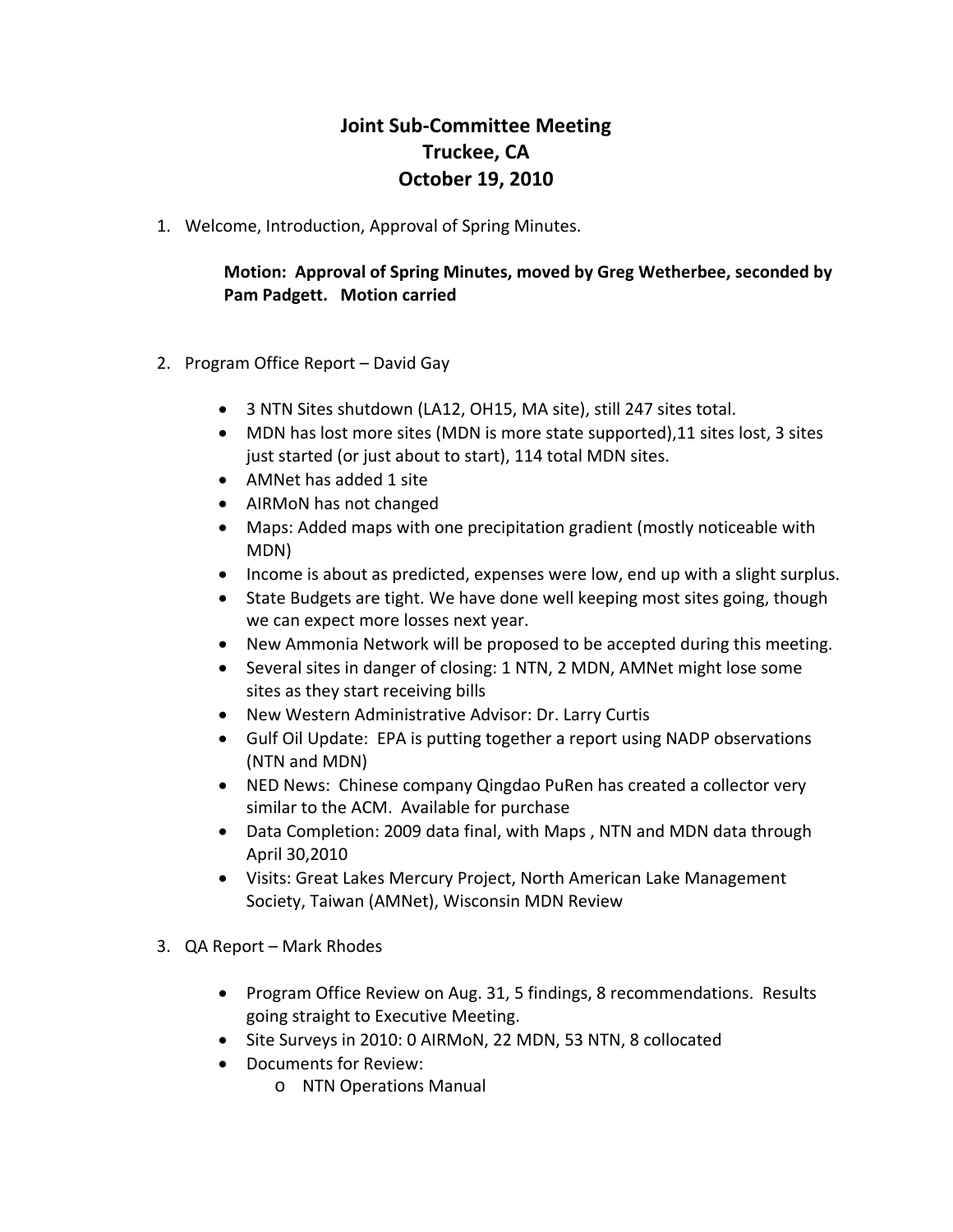# Joint Sub-Committee Meeting
# Truckee, CA
# October 19, 2010

1. Welcome, Introduction, Approval of Spring Minutes.

   **Motion: Approval of Spring Minutes, moved by Greg Wetherbee, seconded by Pam Padgett. Motion carried**

2. Program Office Report – David Gay

   - 3 NTN Sites shutdown (LA12, OH15, MA site), still 247 sites total.
   - MDN has lost more sites (MDN is more state supported),11 sites lost, 3 sites just started (or just about to start), 114 total MDN sites.
   - AMNet has added 1 site
   - AIRMoN has not changed
   - Maps: Added maps with one precipitation gradient (mostly noticeable with MDN)
   - Income is about as predicted, expenses were low, end up with a slight surplus.
   - State Budgets are tight. We have done well keeping most sites going, though we can expect more losses next year.
   - New Ammonia Network will be proposed to be accepted during this meeting.
   - Several sites in danger of closing: 1 NTN, 2 MDN, AMNet might lose some sites as they start receiving bills
   - New Western Administrative Advisor: Dr. Larry Curtis
   - Gulf Oil Update: EPA is putting together a report using NADP observations (NTN and MDN)
   - NED News: Chinese company Qingdao PuRen has created a collector very similar to the ACM. Available for purchase
   - Data Completion: 2009 data final, with Maps , NTN and MDN data through April 30,2010
   - Visits: Great Lakes Mercury Project, North American Lake Management Society, Taiwan (AMNet), Wisconsin MDN Review

3. QA Report – Mark Rhodes

   - Program Office Review on Aug. 31, 5 findings, 8 recommendations. Results going straight to Executive Meeting.
   - Site Surveys in 2010: 0 AIRMoN, 22 MDN, 53 NTN, 8 collocated
   - Documents for Review:
     - NTN Operations Manual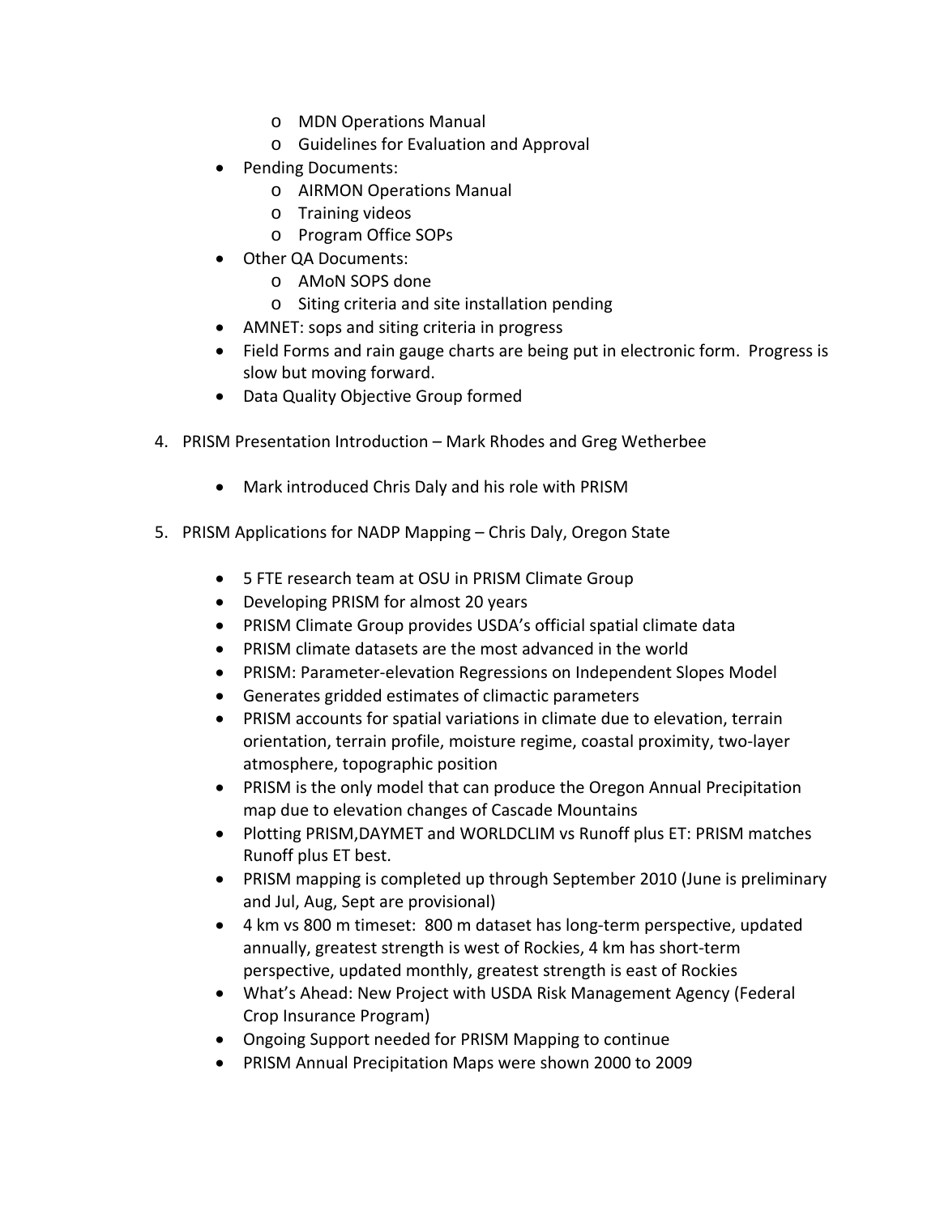- MDN Operations Manual
  - Guidelines for Evaluation and Approval
- Pending Documents:
  - AIRMON Operations Manual
  - Training videos
  - Program Office SOPs
- Other QA Documents:
  - AMoN SOPS done
  - Siting criteria and site installation pending
- AMNET: sops and siting criteria in progress
- Field Forms and rain gauge charts are being put in electronic form. Progress is slow but moving forward.
- Data Quality Objective Group formed

4. PRISM Presentation Introduction – Mark Rhodes and Greg Wetherbee

   - Mark introduced Chris Daly and his role with PRISM

5. PRISM Applications for NADP Mapping – Chris Daly, Oregon State

   - 5 FTE research team at OSU in PRISM Climate Group
   - Developing PRISM for almost 20 years
   - PRISM Climate Group provides USDA's official spatial climate data
   - PRISM climate datasets are the most advanced in the world
   - PRISM: Parameter-elevation Regressions on Independent Slopes Model
   - Generates gridded estimates of climactic parameters
   - PRISM accounts for spatial variations in climate due to elevation, terrain orientation, terrain profile, moisture regime, coastal proximity, two-layer atmosphere, topographic position
   - PRISM is the only model that can produce the Oregon Annual Precipitation map due to elevation changes of Cascade Mountains
   - Plotting PRISM,DAYMET and WORLDCLIM vs Runoff plus ET: PRISM matches Runoff plus ET best.
   - PRISM mapping is completed up through September 2010 (June is preliminary and Jul, Aug, Sept are provisional)
   - 4 km vs 800 m timeset: 800 m dataset has long-term perspective, updated annually, greatest strength is west of Rockies, 4 km has short-term perspective, updated monthly, greatest strength is east of Rockies
   - What's Ahead: New Project with USDA Risk Management Agency (Federal Crop Insurance Program)
   - Ongoing Support needed for PRISM Mapping to continue
   - PRISM Annual Precipitation Maps were shown 2000 to 2009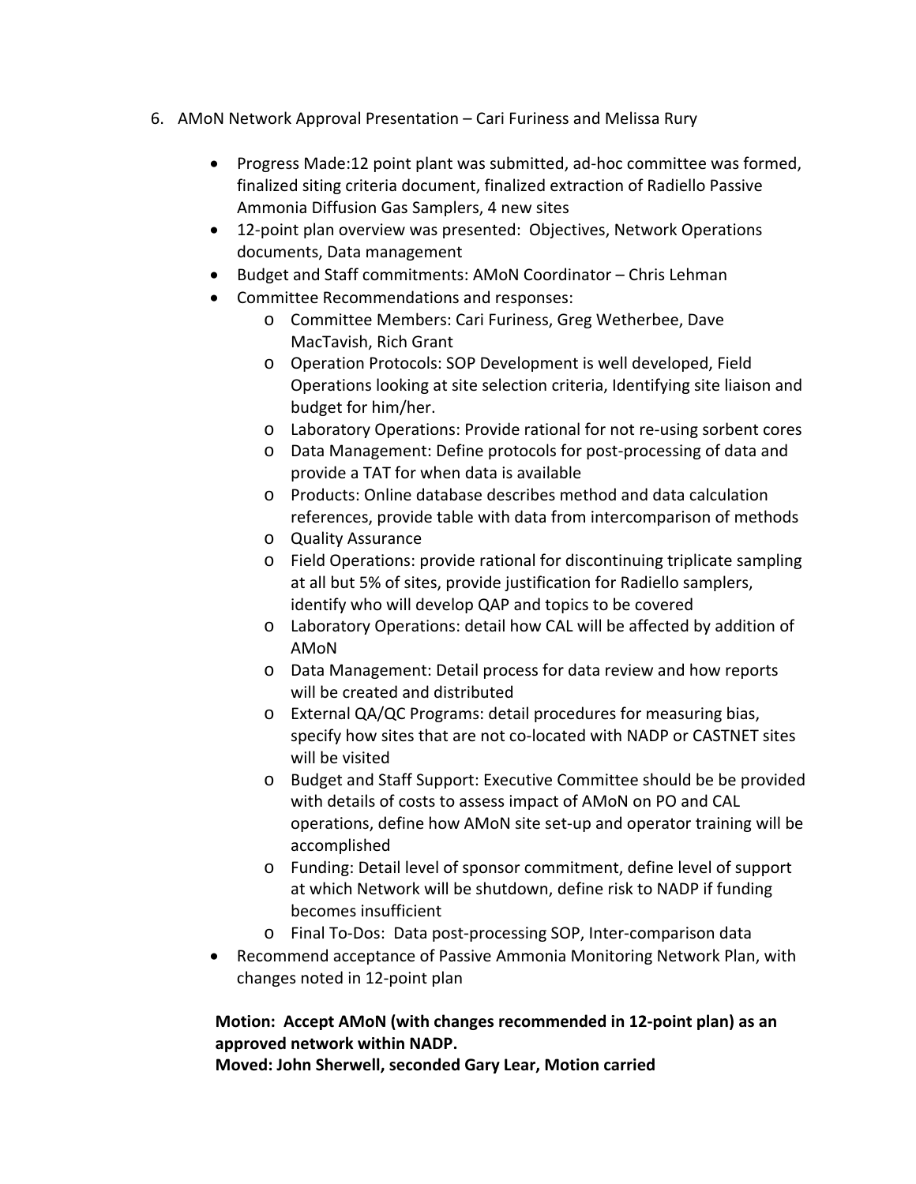6. AMoN Network Approval Presentation – Cari Furiness and Melissa Rury

   - Progress Made:12 point plant was submitted, ad-hoc committee was formed, finalized siting criteria document, finalized extraction of Radiello Passive Ammonia Diffusion Gas Samplers, 4 new sites
   - 12-point plan overview was presented: Objectives, Network Operations documents, Data management
   - Budget and Staff commitments: AMoN Coordinator – Chris Lehman
   - Committee Recommendations and responses:
     - Committee Members: Cari Furiness, Greg Wetherbee, Dave MacTavish, Rich Grant
     - Operation Protocols: SOP Development is well developed, Field Operations looking at site selection criteria, Identifying site liaison and budget for him/her.
     - Laboratory Operations: Provide rational for not re-using sorbent cores
     - Data Management: Define protocols for post-processing of data and provide a TAT for when data is available
     - Products: Online database describes method and data calculation references, provide table with data from intercomparison of methods
     - Quality Assurance
     - Field Operations: provide rational for discontinuing triplicate sampling at all but 5% of sites, provide justification for Radiello samplers, identify who will develop QAP and topics to be covered
     - Laboratory Operations: detail how CAL will be affected by addition of AMoN
     - Data Management: Detail process for data review and how reports will be created and distributed
     - External QA/QC Programs: detail procedures for measuring bias, specify how sites that are not co-located with NADP or CASTNET sites will be visited
     - Budget and Staff Support: Executive Committee should be be provided with details of costs to assess impact of AMoN on PO and CAL operations, define how AMoN site set-up and operator training will be accomplished
     - Funding: Detail level of sponsor commitment, define level of support at which Network will be shutdown, define risk to NADP if funding becomes insufficient
     - Final To-Dos: Data post-processing SOP, Inter-comparison data
   - Recommend acceptance of Passive Ammonia Monitoring Network Plan, with changes noted in 12-point plan

   **Motion: Accept AMoN (with changes recommended in 12-point plan) as an approved network within NADP.**
   **Moved: John Sherwell, seconded Gary Lear, Motion carried**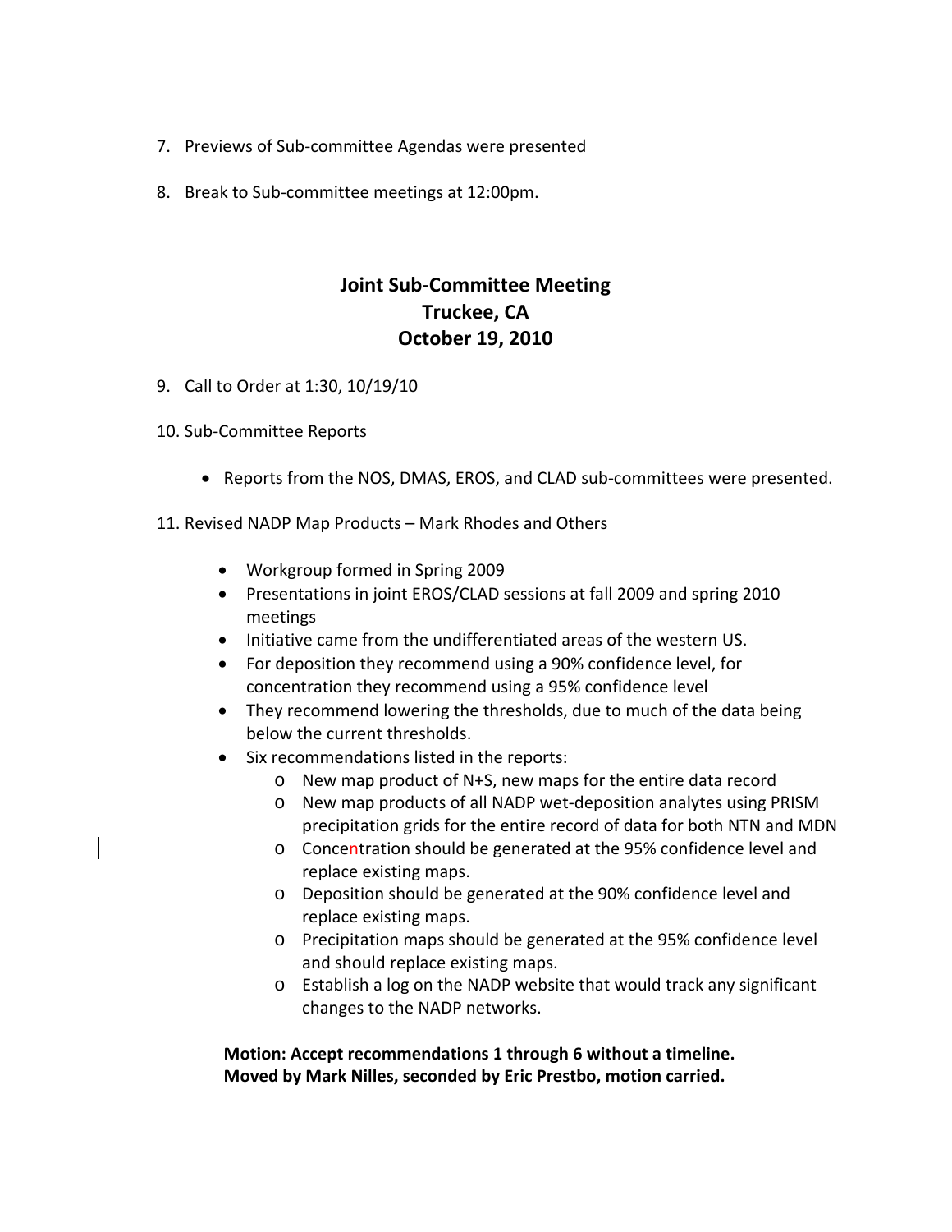7. Previews of Sub-committee Agendas were presented

8. Break to Sub-committee meetings at 12:00pm.

## Joint Sub-Committee Meeting
## Truckee, CA
## October 19, 2010

9. Call to Order at 1:30, 10/19/10

10. Sub-Committee Reports

    - Reports from the NOS, DMAS, EROS, and CLAD sub-committees were presented.

11. Revised NADP Map Products – Mark Rhodes and Others

    - Workgroup formed in Spring 2009
    - Presentations in joint EROS/CLAD sessions at fall 2009 and spring 2010 meetings
    - Initiative came from the undifferentiated areas of the western US.
    - For deposition they recommend using a 90% confidence level, for concentration they recommend using a 95% confidence level
    - They recommend lowering the thresholds, due to much of the data being below the current thresholds.
    - Six recommendations listed in the reports:
        - New map product of N+S, new maps for the entire data record
        - New map products of all NADP wet-deposition analytes using PRISM precipitation grids for the entire record of data for both NTN and MDN
        - Concentration should be generated at the 95% confidence level and replace existing maps.
        - Deposition should be generated at the 90% confidence level and replace existing maps.
        - Precipitation maps should be generated at the 95% confidence level and should replace existing maps.
        - Establish a log on the NADP website that would track any significant changes to the NADP networks.

    **Motion: Accept recommendations 1 through 6 without a timeline. Moved by Mark Nilles, seconded by Eric Prestbo, motion carried.**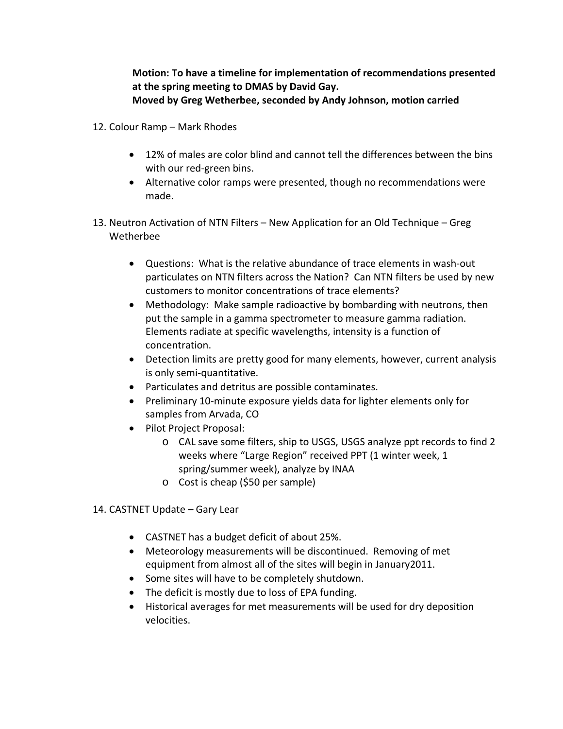**Motion: To have a timeline for implementation of recommendations presented at the spring meeting to DMAS by David Gay.**
**Moved by Greg Wetherbee, seconded by Andy Johnson, motion carried**

12. Colour Ramp – Mark Rhodes

    - 12% of males are color blind and cannot tell the differences between the bins with our red-green bins.
    - Alternative color ramps were presented, though no recommendations were made.

13. Neutron Activation of NTN Filters – New Application for an Old Technique – Greg Wetherbee

    - Questions: What is the relative abundance of trace elements in wash-out particulates on NTN filters across the Nation? Can NTN filters be used by new customers to monitor concentrations of trace elements?
    - Methodology: Make sample radioactive by bombarding with neutrons, then put the sample in a gamma spectrometer to measure gamma radiation. Elements radiate at specific wavelengths, intensity is a function of concentration.
    - Detection limits are pretty good for many elements, however, current analysis is only semi-quantitative.
    - Particulates and detritus are possible contaminates.
    - Preliminary 10-minute exposure yields data for lighter elements only for samples from Arvada, CO
    - Pilot Project Proposal:
        - CAL save some filters, ship to USGS, USGS analyze ppt records to find 2 weeks where "Large Region" received PPT (1 winter week, 1 spring/summer week), analyze by INAA
        - Cost is cheap ($50 per sample)

14. CASTNET Update – Gary Lear

    - CASTNET has a budget deficit of about 25%.
    - Meteorology measurements will be discontinued. Removing of met equipment from almost all of the sites will begin in January2011.
    - Some sites will have to be completely shutdown.
    - The deficit is mostly due to loss of EPA funding.
    - Historical averages for met measurements will be used for dry deposition velocities.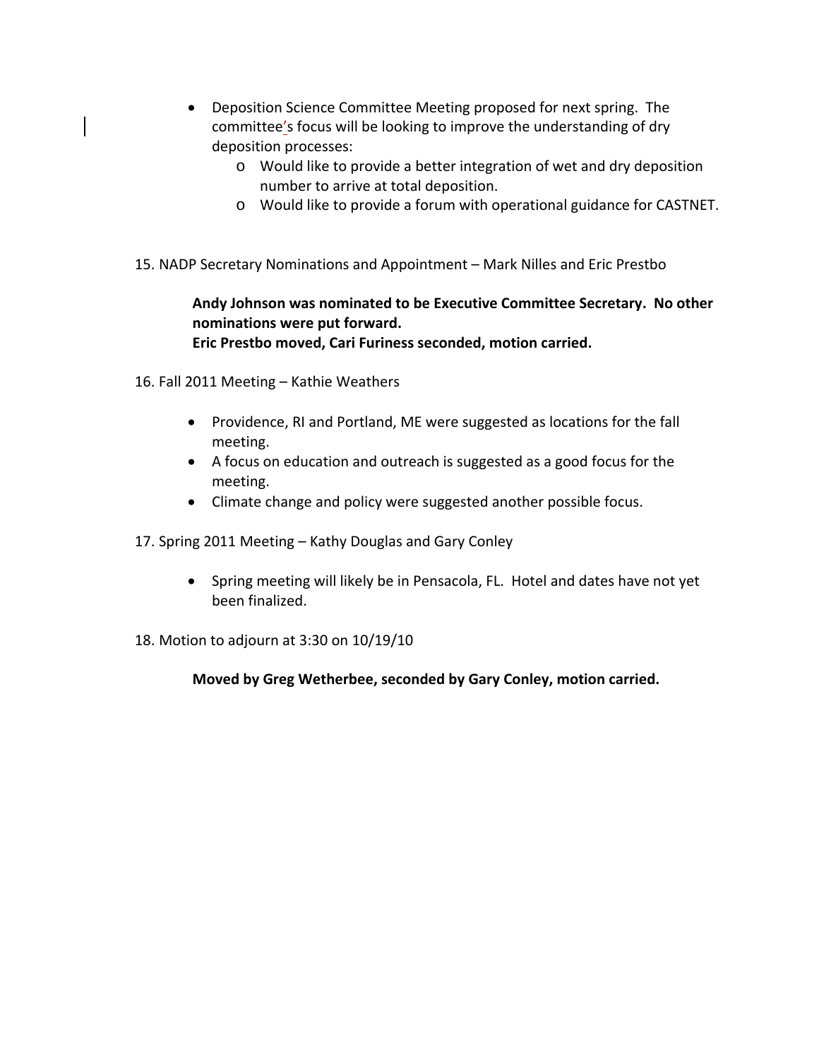- Deposition Science Committee Meeting proposed for next spring. The committee's focus will be looking to improve the understanding of dry deposition processes:
  - Would like to provide a better integration of wet and dry deposition number to arrive at total deposition.
  - Would like to provide a forum with operational guidance for CASTNET.

15. NADP Secretary Nominations and Appointment – Mark Nilles and Eric Prestbo

    **Andy Johnson was nominated to be Executive Committee Secretary. No other nominations were put forward.**
    **Eric Prestbo moved, Cari Furiness seconded, motion carried.**

16. Fall 2011 Meeting – Kathie Weathers

    - Providence, RI and Portland, ME were suggested as locations for the fall meeting.
    - A focus on education and outreach is suggested as a good focus for the meeting.
    - Climate change and policy were suggested another possible focus.

17. Spring 2011 Meeting – Kathy Douglas and Gary Conley

    - Spring meeting will likely be in Pensacola, FL. Hotel and dates have not yet been finalized.

18. Motion to adjourn at 3:30 on 10/19/10

    **Moved by Greg Wetherbee, seconded by Gary Conley, motion carried.**